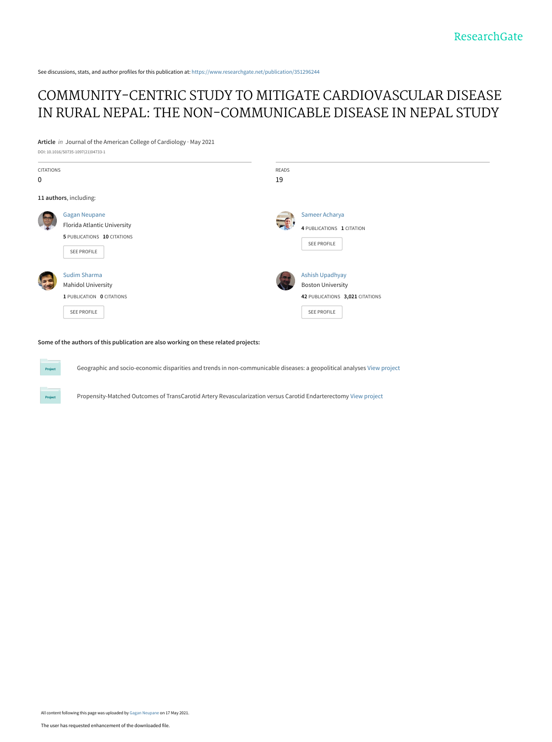See discussions, stats, and author profiles for this publication at: https://www.researchgate.net/publication/351296244

# COMMUNITY-CENTRIC STUDY TO MITIGATE CARDIOVASCULAR DISEASE IN RURAL NEPAL: THE NON-COMMUNICABLE DISEASE IN NEPAL STUDY

**Article** *in* Journal of the American College of Cardiology · May 2021

DOI: 10.1016/S0735-1097(21)04733-1

CITATIONS
0

READS
19

**11 authors**, including:

Gagan Neupane
Florida Atlantic University
**5** PUBLICATIONS **10** CITATIONS
SEE PROFILE

Sameer Acharya
**4** PUBLICATIONS **1** CITATION
SEE PROFILE

Sudim Sharma
Mahidol University
**1** PUBLICATION **0** CITATIONS
SEE PROFILE

Ashish Upadhyay
Boston University
**42** PUBLICATIONS **3,021** CITATIONS
SEE PROFILE

**Some of the authors of this publication are also working on these related projects:**

Geographic and socio-economic disparities and trends in non-communicable diseases: a geopolitical analyses View project

Propensity-Matched Outcomes of TransCarotid Artery Revascularization versus Carotid Endarterectomy View project

All content following this page was uploaded by Gagan Neupane on 17 May 2021.

The user has requested enhancement of the downloaded file.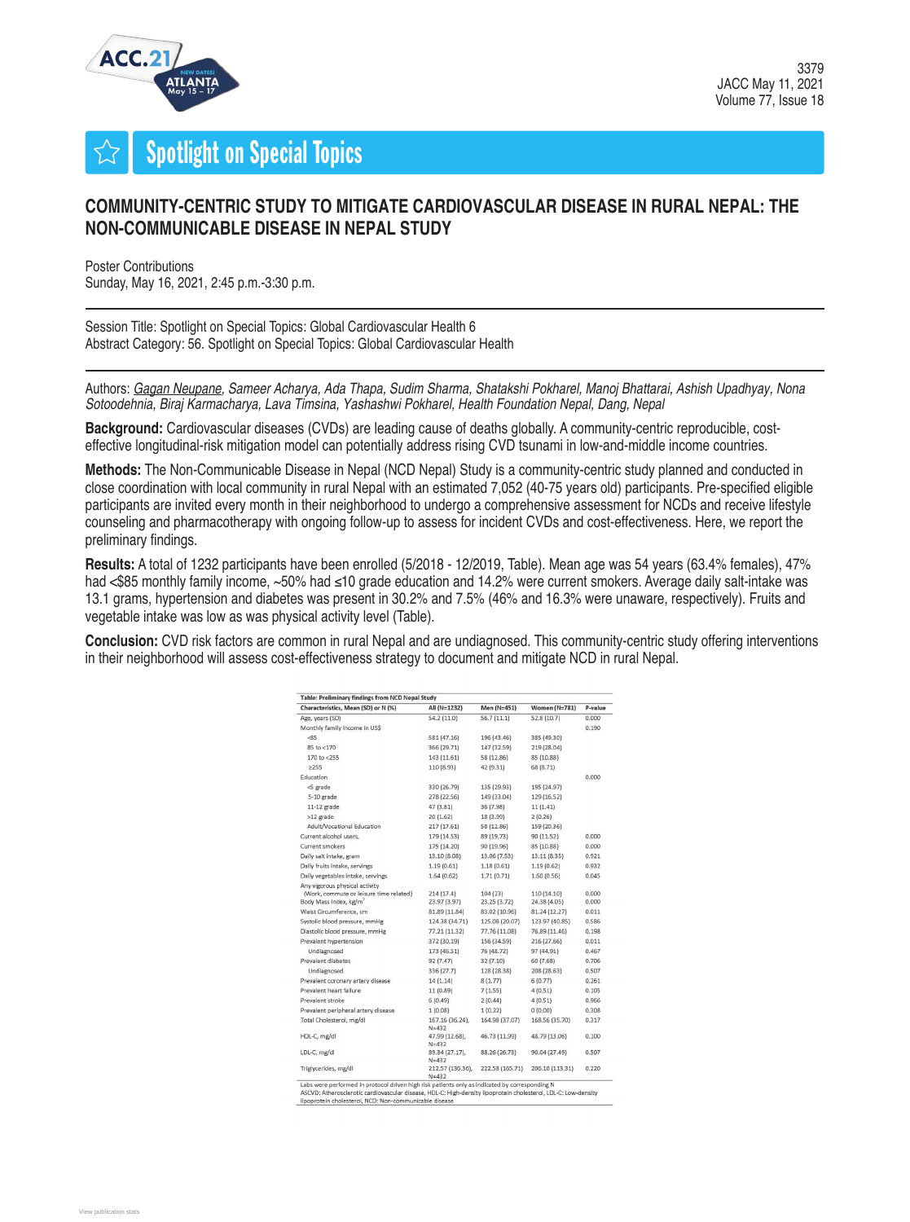## Spotlight on Special Topics

# COMMUNITY-CENTRIC STUDY TO MITIGATE CARDIOVASCULAR DISEASE IN RURAL NEPAL: THE NON-COMMUNICABLE DISEASE IN NEPAL STUDY

Poster Contributions
Sunday, May 16, 2021, 2:45 p.m.-3:30 p.m.

Session Title: Spotlight on Special Topics: Global Cardiovascular Health 6
Abstract Category: 56. Spotlight on Special Topics: Global Cardiovascular Health

Authors: *Gagan Neupane, Sameer Acharya, Ada Thapa, Sudim Sharma, Shatakshi Pokharel, Manoj Bhattarai, Ashish Upadhyay, Nona Sotoodehnia, Biraj Karmacharya, Lava Timsina, Yashashwi Pokharel, Health Foundation Nepal, Dang, Nepal*

**Background:** Cardiovascular diseases (CVDs) are leading cause of deaths globally. A community-centric reproducible, cost-effective longitudinal-risk mitigation model can potentially address rising CVD tsunami in low-and-middle income countries.

**Methods:** The Non-Communicable Disease in Nepal (NCD Nepal) Study is a community-centric study planned and conducted in close coordination with local community in rural Nepal with an estimated 7,052 (40-75 years old) participants. Pre-specified eligible participants are invited every month in their neighborhood to undergo a comprehensive assessment for NCDs and receive lifestyle counseling and pharmacotherapy with ongoing follow-up to assess for incident CVDs and cost-effectiveness. Here, we report the preliminary findings.

**Results:** A total of 1232 participants have been enrolled (5/2018 - 12/2019, Table). Mean age was 54 years (63.4% females), 47% had <$85 monthly family income, ~50% had ≤10 grade education and 14.2% were current smokers. Average daily salt-intake was 13.1 grams, hypertension and diabetes was present in 30.2% and 7.5% (46% and 16.3% were unaware, respectively). Fruits and vegetable intake was low as was physical activity level (Table).

**Conclusion:** CVD risk factors are common in rural Nepal and are undiagnosed. This community-centric study offering interventions in their neighborhood will assess cost-effectiveness strategy to document and mitigate NCD in rural Nepal.

**Table: Preliminary findings from NCD Nepal Study**

| Characteristics, Mean (SD) or N (%) | All (N=1232) | Men (N=451) | Women (N=781) | P-value |
|---|---|---|---|---|
| Age, years (SD) | 54.2 (11.0) | 56.7 (11.1) | 52.8 (10.7) | 0.000 |
| Monthly family income in US$ | | | | 0.190 |
| <85 | 581 (47.16) | 196 (43.46) | 385 (49.30) | |
| 85 to <170 | 366 (29.71) | 147 (32.59) | 219 (28.04) | |
| 170 to <255 | 143 (11.61) | 58 (12.86) | 85 (10.88) | |
| ≥255 | 110 (8.93) | 42 (9.31) | 68 (8.71) | |
| Education | | | | 0.000 |
| ≤5 grade | 330 (26.79) | 135 (29.93) | 195 (24.97) | |
| 5-10 grade | 278 (22.56) | 149 (33.04) | 129 (16.52) | |
| 11-12 grade | 47 (3.81) | 36 (7.98) | 11 (1.41) | |
| >12 grade | 20 (1.62) | 18 (3.99) | 2 (0.26) | |
| Adult/Vocational Education | 217 (17.61) | 58 (11.86) | 159 (20.36) | |
| Current alcohol users, | 179 (14.53) | 89 (19.73) | 90 (11.52) | 0.000 |
| Current smokers | 175 (14.20) | 90 (19.96) | 85 (10.88) | 0.000 |
| Daily salt intake, gram | 13.10 (8.08) | 13.06 (7.53) | 13.11 (8.35) | 0.921 |
| Daily fruits intake, servings | 1.19 (0.61) | 1.18 (0.61) | 1.19 (0.62) | 0.932 |
| Daily vegetables intake, servings | 1.64 (0.62) | 1.71 (0.71) | 1.60 (0.56) | 0.045 |
| Any vigorous physical activity (Work, commute or leisure time related) | 214 (17.4) | 104 (23) | 110 (14.10) | 0.000 |
| Body Mass Index, kg/m² | 23.97 (3.97) | 23.25 (3.72) | 24.38 (4.05) | 0.000 |
| Waist Circumference, cm | 81.89 (11.84) | 83.02 (10.96) | 81.24 (12.27) | 0.011 |
| Systolic blood pressure, mmHg | 124.38 (34.71) | 125.08 (20.07) | 123.97 (40.85) | 0.586 |
| Diastolic blood pressure, mmHg | 77.21 (11.32) | 77.76 (11.08) | 76.89 (11.46) | 0.198 |
| Prevalent hypertension | 372 (30.19) | 156 (34.59) | 216 (27.66) | 0.011 |
| Undiagnosed | 173 (46.51) | 76 (48.72) | 97 (44.91) | 0.467 |
| Prevalent diabetes | 92 (7.47) | 32 (7.10) | 60 (7.68) | 0.706 |
| Undiagnosed | 336 (27.7) | 128 (28.38) | 208 (28.63) | 0.507 |
| Prevalent coronary artery disease | 14 (1.14) | 8 (1.77) | 6 (0.77) | 0.261 |
| Prevalent heart failure | 11 (0.89) | 7 (1.55) | 4 (0.51) | 0.105 |
| Prevalent stroke | 6 (0.49) | 2 (0.44) | 4 (0.51) | 0.966 |
| Prevalent peripheral artery disease | 1 (0.08) | 1 (0.22) | 0 (0.00) | 0.308 |
| Total Cholesterol, mg/dl | 167.16 (36.24), N=432 | 164.98 (37.07) | 168.56 (35.70) | 0.317 |
| HDL-C, mg/dl | 47.99 (12.68), N=432 | 46.73 (11.99) | 48.79 (13.06) | 0.100 |
| LDL-C, mg/dl | 89.34 (27.17), N=432 | 88.26 (26.73) | 90.04 (27.49) | 0.507 |
| Triglycerides, mg/dl | 212.57 (130.36), N=432 | 222.58 (165.71) | 206.10 (113.31) | 0.220 |

Labs were performed in protocol driven high risk patients only as indicated by corresponding N
ASCVD: Atherosclerotic cardiovascular disease, HDL-C: High-density lipoprotein cholesterol, LDL-C: Low-density lipoprotein cholesterol, NCD: Non-communicable disease